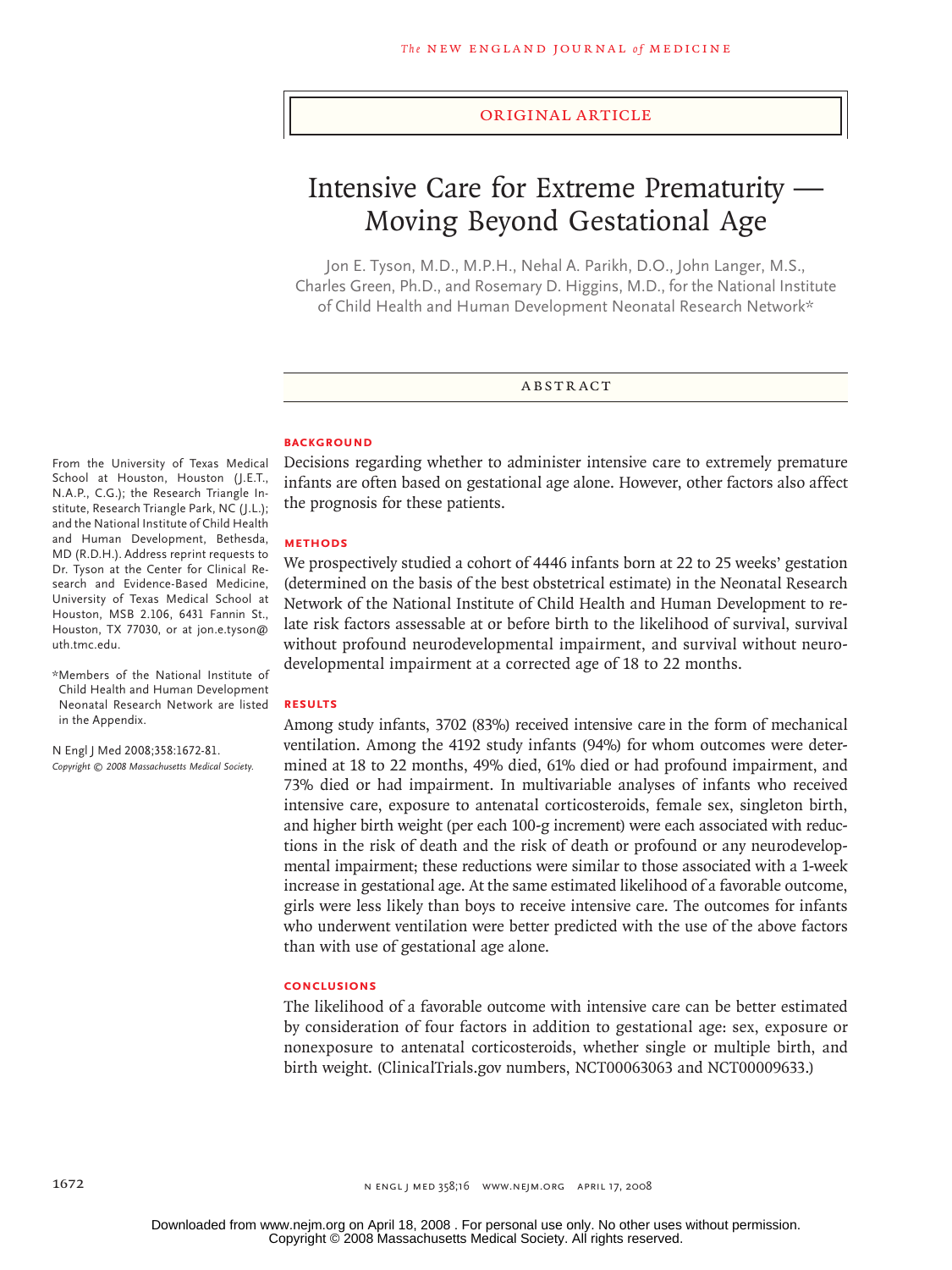ORIGINAL ARTICLE

# Intensive Care for Extreme Prematurity — Moving Beyond Gestational Age

Jon E. Tyson, M.D., M.P.H., Nehal A. Parikh, D.O., John Langer, M.S., Charles Green, Ph.D., and Rosemary D. Higgins, M.D., for the National Institute of Child Health and Human Development Neonatal Research Network*

## ABSTRACT

### BACKGROUND

Decisions regarding whether to administer intensive care to extremely premature infants are often based on gestational age alone. However, other factors also affect the prognosis for these patients.

### METHODS

We prospectively studied a cohort of 4446 infants born at 22 to 25 weeks' gestation (determined on the basis of the best obstetrical estimate) in the Neonatal Research Network of the National Institute of Child Health and Human Development to relate risk factors assessable at or before birth to the likelihood of survival, survival without profound neurodevelopmental impairment, and survival without neurodevelopmental impairment at a corrected age of 18 to 22 months.

### RESULTS

Among study infants, 3702 (83%) received intensive care in the form of mechanical ventilation. Among the 4192 study infants (94%) for whom outcomes were determined at 18 to 22 months, 49% died, 61% died or had profound impairment, and 73% died or had impairment. In multivariable analyses of infants who received intensive care, exposure to antenatal corticosteroids, female sex, singleton birth, and higher birth weight (per each 100-g increment) were each associated with reductions in the risk of death and the risk of death or profound or any neurodevelopmental impairment; these reductions were similar to those associated with a 1-week increase in gestational age. At the same estimated likelihood of a favorable outcome, girls were less likely than boys to receive intensive care. The outcomes for infants who underwent ventilation were better predicted with the use of the above factors than with use of gestational age alone.

### CONCLUSIONS

The likelihood of a favorable outcome with intensive care can be better estimated by consideration of four factors in addition to gestational age: sex, exposure or nonexposure to antenatal corticosteroids, whether single or multiple birth, and birth weight. (ClinicalTrials.gov numbers, NCT00063063 and NCT00009633.)

From the University of Texas Medical School at Houston, Houston (J.E.T., N.A.P., C.G.); the Research Triangle Institute, Research Triangle Park, NC (J.L.); and the National Institute of Child Health and Human Development, Bethesda, MD (R.D.H.). Address reprint requests to Dr. Tyson at the Center for Clinical Research and Evidence-Based Medicine, University of Texas Medical School at Houston, MSB 2.106, 6431 Fannin St., Houston, TX 77030, or at jon.e.tyson@uth.tmc.edu.

*Members of the National Institute of Child Health and Human Development Neonatal Research Network are listed in the Appendix.

N Engl J Med 2008;358:1672-81.
*Copyright © 2008 Massachusetts Medical Society.*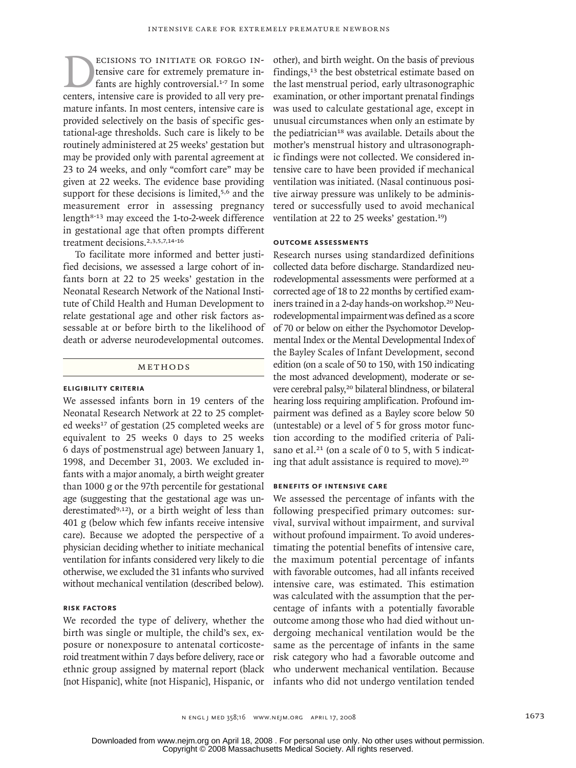Decisions to initiate or forgo intensive care for extremely premature infants are highly controversial.[1-7] In some centers, intensive care is provided to all very premature infants. In most centers, intensive care is provided selectively on the basis of specific gestational-age thresholds. Such care is likely to be routinely administered at 25 weeks' gestation but may be provided only with parental agreement at 23 to 24 weeks, and only "comfort care" may be given at 22 weeks. The evidence base providing support for these decisions is limited,[5,6] and the measurement error in assessing pregnancy length[8-13] may exceed the 1-to-2-week difference in gestational age that often prompts different treatment decisions.[2,3,5,7,14-16]

To facilitate more informed and better justified decisions, we assessed a large cohort of infants born at 22 to 25 weeks' gestation in the Neonatal Research Network of the National Institute of Child Health and Human Development to relate gestational age and other risk factors assessable at or before birth to the likelihood of death or adverse neurodevelopmental outcomes.

## Methods

### Eligibility Criteria

We assessed infants born in 19 centers of the Neonatal Research Network at 22 to 25 completed weeks[17] of gestation (25 completed weeks are equivalent to 25 weeks 0 days to 25 weeks 6 days of postmenstrual age) between January 1, 1998, and December 31, 2003. We excluded infants with a major anomaly, a birth weight greater than 1000 g or the 97th percentile for gestational age (suggesting that the gestational age was underestimated[9,12]), or a birth weight of less than 401 g (below which few infants receive intensive care). Because we adopted the perspective of a physician deciding whether to initiate mechanical ventilation for infants considered very likely to die otherwise, we excluded the 31 infants who survived without mechanical ventilation (described below).

### Risk Factors

We recorded the type of delivery, whether the birth was single or multiple, the child's sex, exposure or nonexposure to antenatal corticosteroid treatment within 7 days before delivery, race or ethnic group assigned by maternal report (black [not Hispanic], white [not Hispanic], Hispanic, or other), and birth weight. On the basis of previous findings,[13] the best obstetrical estimate based on the last menstrual period, early ultrasonographic examination, or other important prenatal findings was used to calculate gestational age, except in unusual circumstances when only an estimate by the pediatrician[18] was available. Details about the mother's menstrual history and ultrasonographic findings were not collected. We considered intensive care to have been provided if mechanical ventilation was initiated. (Nasal continuous positive airway pressure was unlikely to be administered or successfully used to avoid mechanical ventilation at 22 to 25 weeks' gestation.[19])

### Outcome Assessments

Research nurses using standardized definitions collected data before discharge. Standardized neurodevelopmental assessments were performed at a corrected age of 18 to 22 months by certified examiners trained in a 2-day hands-on workshop.[20] Neurodevelopmental impairment was defined as a score of 70 or below on either the Psychomotor Developmental Index or the Mental Developmental Index of the Bayley Scales of Infant Development, second edition (on a scale of 50 to 150, with 150 indicating the most advanced development), moderate or severe cerebral palsy,[20] bilateral blindness, or bilateral hearing loss requiring amplification. Profound impairment was defined as a Bayley score below 50 (untestable) or a level of 5 for gross motor function according to the modified criteria of Palisano et al.[21] (on a scale of 0 to 5, with 5 indicating that adult assistance is required to move).[20]

### Benefits of Intensive Care

We assessed the percentage of infants with the following prespecified primary outcomes: survival, survival without impairment, and survival without profound impairment. To avoid underestimating the potential benefits of intensive care, the maximum potential percentage of infants with favorable outcomes, had all infants received intensive care, was estimated. This estimation was calculated with the assumption that the percentage of infants with a potentially favorable outcome among those who had died without undergoing mechanical ventilation would be the same as the percentage of infants in the same risk category who had a favorable outcome and who underwent mechanical ventilation. Because infants who did not undergo ventilation tended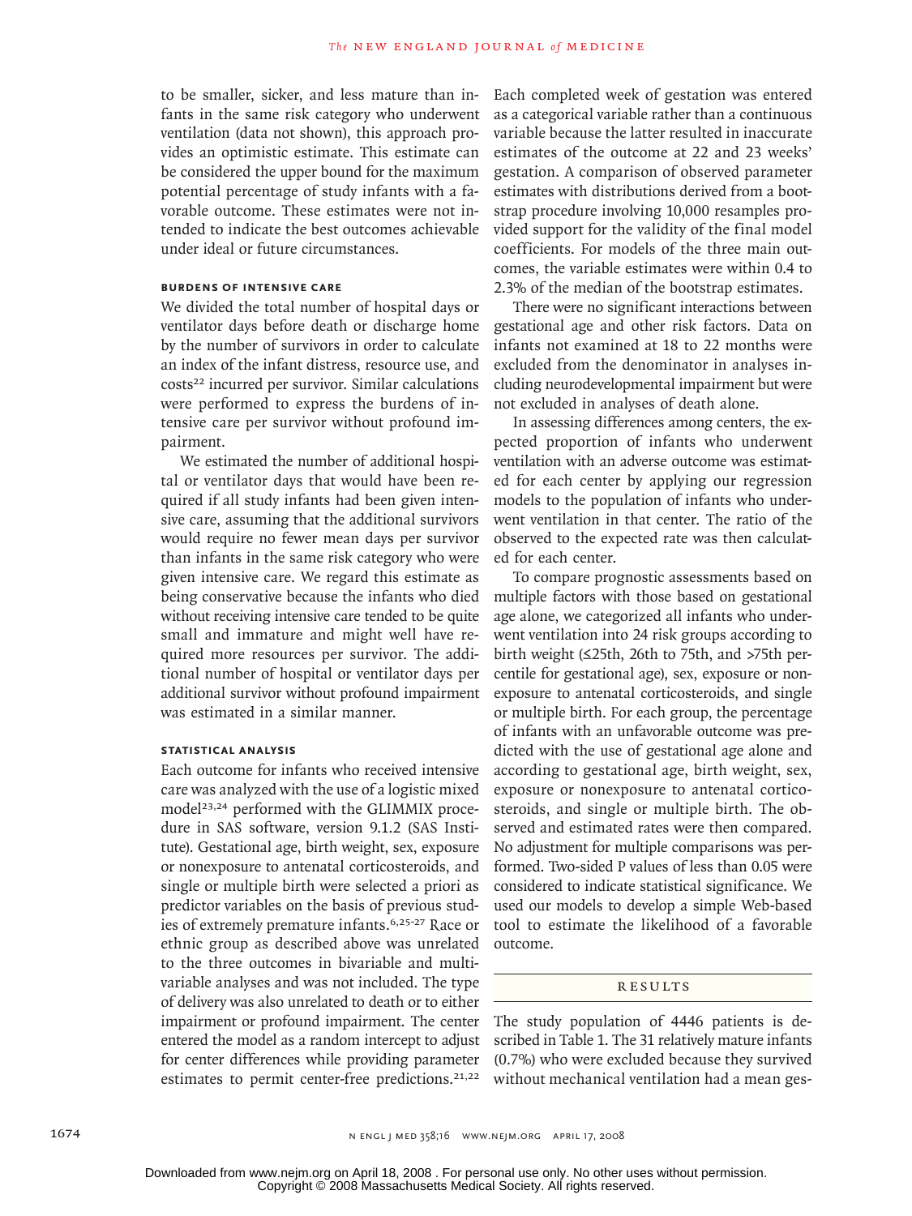to be smaller, sicker, and less mature than infants in the same risk category who underwent ventilation (data not shown), this approach provides an optimistic estimate. This estimate can be considered the upper bound for the maximum potential percentage of study infants with a favorable outcome. These estimates were not intended to indicate the best outcomes achievable under ideal or future circumstances.

### BURDENS OF INTENSIVE CARE

We divided the total number of hospital days or ventilator days before death or discharge home by the number of survivors in order to calculate an index of the infant distress, resource use, and costs[22] incurred per survivor. Similar calculations were performed to express the burdens of intensive care per survivor without profound impairment.

We estimated the number of additional hospital or ventilator days that would have been required if all study infants had been given intensive care, assuming that the additional survivors would require no fewer mean days per survivor than infants in the same risk category who were given intensive care. We regard this estimate as being conservative because the infants who died without receiving intensive care tended to be quite small and immature and might well have required more resources per survivor. The additional number of hospital or ventilator days per additional survivor without profound impairment was estimated in a similar manner.

### STATISTICAL ANALYSIS

Each outcome for infants who received intensive care was analyzed with the use of a logistic mixed model[23,24] performed with the GLIMMIX procedure in SAS software, version 9.1.2 (SAS Institute). Gestational age, birth weight, sex, exposure or nonexposure to antenatal corticosteroids, and single or multiple birth were selected a priori as predictor variables on the basis of previous studies of extremely premature infants.[6,25-27] Race or ethnic group as described above was unrelated to the three outcomes in bivariable and multivariable analyses and was not included. The type of delivery was also unrelated to death or to either impairment or profound impairment. The center entered the model as a random intercept to adjust for center differences while providing parameter estimates to permit center-free predictions.[21,22] Each completed week of gestation was entered as a categorical variable rather than a continuous variable because the latter resulted in inaccurate estimates of the outcome at 22 and 23 weeks' gestation. A comparison of observed parameter estimates with distributions derived from a bootstrap procedure involving 10,000 resamples provided support for the validity of the final model coefficients. For models of the three main outcomes, the variable estimates were within 0.4 to 2.3% of the median of the bootstrap estimates.

There were no significant interactions between gestational age and other risk factors. Data on infants not examined at 18 to 22 months were excluded from the denominator in analyses including neurodevelopmental impairment but were not excluded in analyses of death alone.

In assessing differences among centers, the expected proportion of infants who underwent ventilation with an adverse outcome was estimated for each center by applying our regression models to the population of infants who underwent ventilation in that center. The ratio of the observed to the expected rate was then calculated for each center.

To compare prognostic assessments based on multiple factors with those based on gestational age alone, we categorized all infants who underwent ventilation into 24 risk groups according to birth weight (≤25th, 26th to 75th, and >75th percentile for gestational age), sex, exposure or nonexposure to antenatal corticosteroids, and single or multiple birth. For each group, the percentage of infants with an unfavorable outcome was predicted with the use of gestational age alone and according to gestational age, birth weight, sex, exposure or nonexposure to antenatal corticosteroids, and single or multiple birth. The observed and estimated rates were then compared. No adjustment for multiple comparisons was performed. Two-sided P values of less than 0.05 were considered to indicate statistical significance. We used our models to develop a simple Web-based tool to estimate the likelihood of a favorable outcome.

## RESULTS

The study population of 4446 patients is described in Table 1. The 31 relatively mature infants (0.7%) who were excluded because they survived without mechanical ventilation had a mean ges-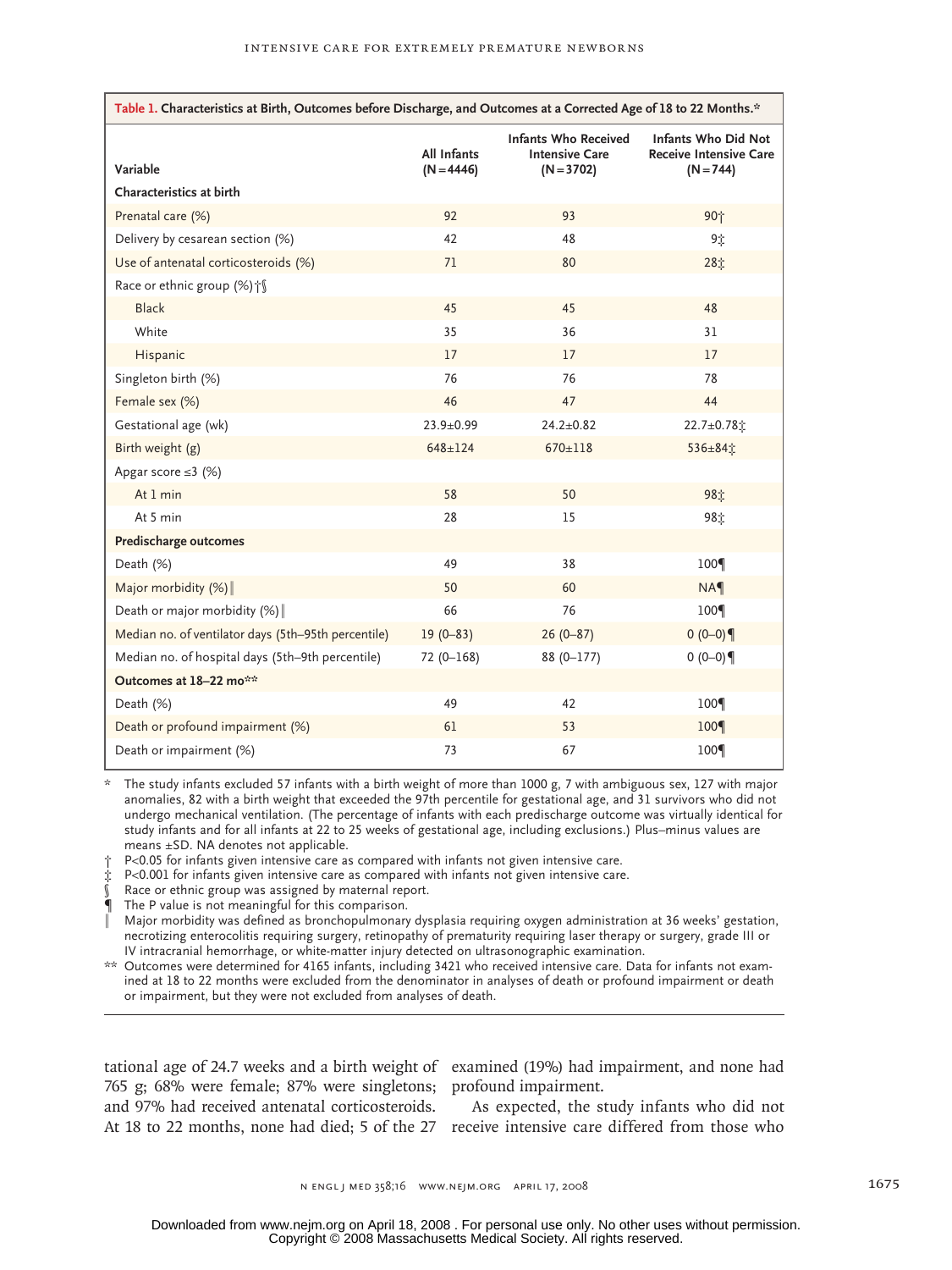**Table 1. Characteristics at Birth, Outcomes before Discharge, and Outcomes at a Corrected Age of 18 to 22 Months.***

| Variable | All Infants (N=4446) | Infants Who Received Intensive Care (N=3702) | Infants Who Did Not Receive Intensive Care (N=744) |
|---|---|---|---|
| **Characteristics at birth** | | | |
| Prenatal care (%) | 92 | 93 | 90† |
| Delivery by cesarean section (%) | 42 | 48 | 9‡ |
| Use of antenatal corticosteroids (%) | 71 | 80 | 28‡ |
| Race or ethnic group (%)†§ | | | |
| Black | 45 | 45 | 48 |
| White | 35 | 36 | 31 |
| Hispanic | 17 | 17 | 17 |
| Singleton birth (%) | 76 | 76 | 78 |
| Female sex (%) | 46 | 47 | 44 |
| Gestational age (wk) | 23.9±0.99 | 24.2±0.82 | 22.7±0.78‡ |
| Birth weight (g) | 648±124 | 670±118 | 536±84‡ |
| Apgar score ≤3 (%) | | | |
| At 1 min | 58 | 50 | 98‡ |
| At 5 min | 28 | 15 | 98‡ |
| **Predischarge outcomes** | | | |
| Death (%) | 49 | 38 | 100¶ |
| Major morbidity (%)‖ | 50 | 60 | NA¶ |
| Death or major morbidity (%)‖ | 66 | 76 | 100¶ |
| Median no. of ventilator days (5th–95th percentile) | 19 (0–83) | 26 (0–87) | 0 (0–0)¶ |
| Median no. of hospital days (5th–9th percentile) | 72 (0–168) | 88 (0–177) | 0 (0–0)¶ |
| **Outcomes at 18–22 mo**** | | | |
| Death (%) | 49 | 42 | 100¶ |
| Death or profound impairment (%) | 61 | 53 | 100¶ |
| Death or impairment (%) | 73 | 67 | 100¶ |

\* The study infants excluded 57 infants with a birth weight of more than 1000 g, 7 with ambiguous sex, 127 with major anomalies, 82 with a birth weight that exceeded the 97th percentile for gestational age, and 31 survivors who did not undergo mechanical ventilation. (The percentage of infants with each predischarge outcome was virtually identical for study infants and for all infants at 22 to 25 weeks of gestational age, including exclusions.) Plus–minus values are means ±SD. NA denotes not applicable.

† P<0.05 for infants given intensive care as compared with infants not given intensive care.

‡ P<0.001 for infants given intensive care as compared with infants not given intensive care.

§ Race or ethnic group was assigned by maternal report.

¶ The P value is not meaningful for this comparison.

‖ Major morbidity was defined as bronchopulmonary dysplasia requiring oxygen administration at 36 weeks' gestation, necrotizing enterocolitis requiring surgery, retinopathy of prematurity requiring laser therapy or surgery, grade III or IV intracranial hemorrhage, or white-matter injury detected on ultrasonographic examination.

\*\* Outcomes were determined for 4165 infants, including 3421 who received intensive care. Data for infants not examined at 18 to 22 months were excluded from the denominator in analyses of death or profound impairment or death or impairment, but they were not excluded from analyses of death.

tational age of 24.7 weeks and a birth weight of 765 g; 68% were female; 87% were singletons; and 97% had received antenatal corticosteroids. At 18 to 22 months, none had died; 5 of the 27 examined (19%) had impairment, and none had profound impairment.

As expected, the study infants who did not receive intensive care differed from those who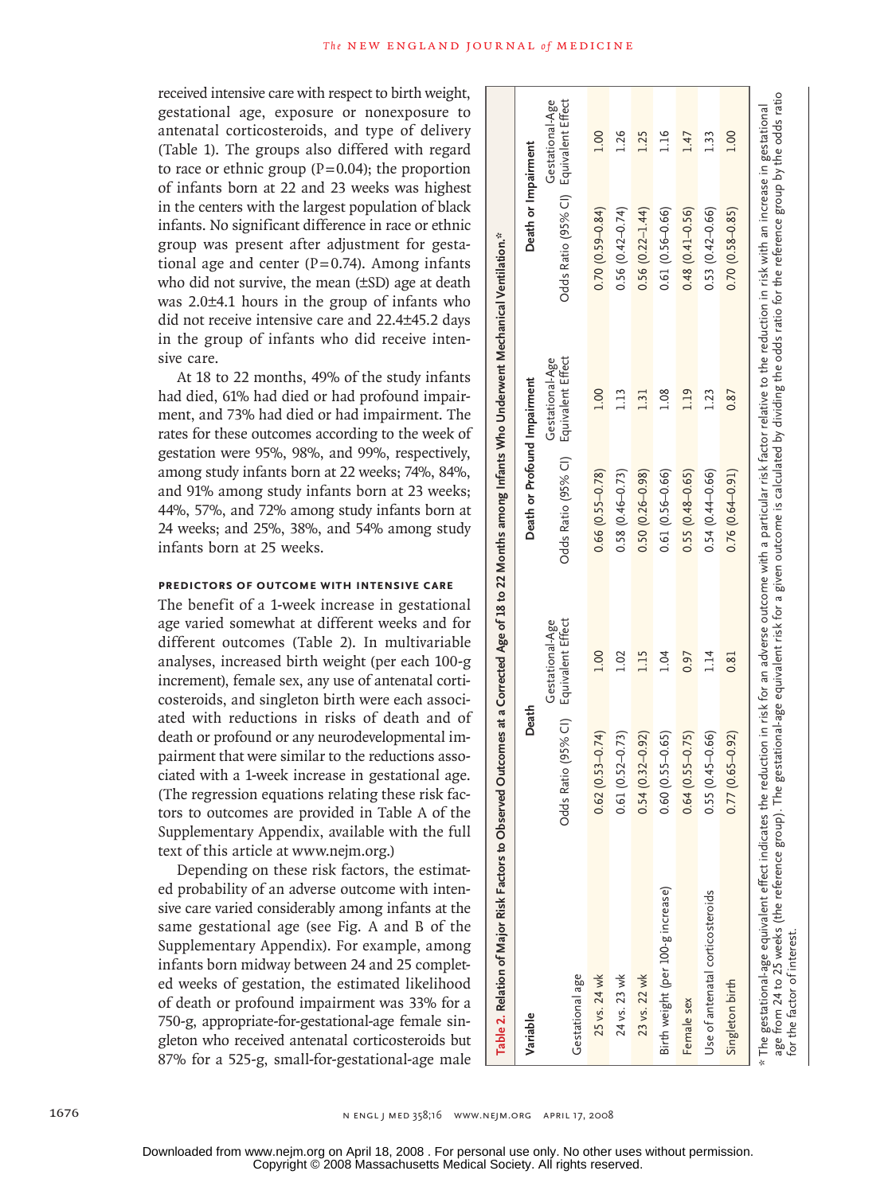received intensive care with respect to birth weight, gestational age, exposure or nonexposure to antenatal corticosteroids, and type of delivery (Table 1). The groups also differed with regard to race or ethnic group (P=0.04); the proportion of infants born at 22 and 23 weeks was highest in the centers with the largest population of black infants. No significant difference in race or ethnic group was present after adjustment for gestational age and center (P=0.74). Among infants who did not survive, the mean (±SD) age at death was 2.0±4.1 hours in the group of infants who did not receive intensive care and 22.4±45.2 days in the group of infants who did receive intensive care.

At 18 to 22 months, 49% of the study infants had died, 61% had died or had profound impairment, and 73% had died or had impairment. The rates for these outcomes according to the week of gestation were 95%, 98%, and 99%, respectively, among study infants born at 22 weeks; 74%, 84%, and 91% among study infants born at 23 weeks; 44%, 57%, and 72% among study infants born at 24 weeks; and 25%, 38%, and 54% among study infants born at 25 weeks.

### PREDICTORS OF OUTCOME WITH INTENSIVE CARE

The benefit of a 1-week increase in gestational age varied somewhat at different weeks and for different outcomes (Table 2). In multivariable analyses, increased birth weight (per each 100-g increment), female sex, any use of antenatal corticosteroids, and singleton birth were each associated with reductions in risks of death and of death or profound or any neurodevelopmental impairment that were similar to the reductions associated with a 1-week increase in gestational age. (The regression equations relating these risk factors to outcomes are provided in Table A of the Supplementary Appendix, available with the full text of this article at www.nejm.org.)

Depending on these risk factors, the estimated probability of an adverse outcome with intensive care varied considerably among infants at the same gestational age (see Fig. A and B of the Supplementary Appendix). For example, among infants born midway between 24 and 25 completed weeks of gestation, the estimated likelihood of death or profound impairment was 33% for a 750-g, appropriate-for-gestational-age female singleton who received antenatal corticosteroids but 87% for a 525-g, small-for-gestational-age male

**Table 2.** Relation of Major Risk Factors to Observed Outcomes at a Corrected Age of 18 to 22 Months among Infants Who Underwent Mechanical Ventilation.*

| Variable | Death | | Death or Profound Impairment | | Death or Impairment | |
|---|---|---|---|---|---|---|
| | Odds Ratio (95% CI) | Gestational-Age Equivalent Effect | Odds Ratio (95% CI) | Gestational-Age Equivalent Effect | Odds Ratio (95% CI) | Gestational-Age Equivalent Effect |
| Gestational age | | | | | | |
| 25 vs. 24 wk | 0.62 (0.53–0.74) | 1.00 | 0.66 (0.55–0.78) | 1.00 | 0.70 (0.59–0.84) | 1.00 |
| 24 vs. 23 wk | 0.61 (0.52–0.73) | 1.02 | 0.58 (0.46–0.73) | 1.13 | 0.56 (0.42–0.74) | 1.26 |
| 23 vs. 22 wk | 0.54 (0.32–0.92) | 1.15 | 0.50 (0.26–0.98) | 1.31 | 0.56 (0.22–1.44) | 1.25 |
| Birth weight (per 100-g increase) | 0.60 (0.55–0.65) | 1.04 | 0.61 (0.56–0.66) | 1.08 | 0.61 (0.56–0.66) | 1.16 |
| Female sex | 0.64 (0.55–0.75) | 0.97 | 0.55 (0.48–0.65) | 1.19 | 0.48 (0.41–0.56) | 1.47 |
| Use of antenatal corticosteroids | 0.55 (0.45–0.66) | 1.14 | 0.54 (0.44–0.66) | 1.23 | 0.53 (0.42–0.66) | 1.33 |
| Singleton birth | 0.77 (0.65–0.92) | 0.81 | 0.76 (0.64–0.91) | 0.87 | 0.70 (0.58–0.85) | 1.00 |

\* The gestational-age equivalent effect indicates the reduction in risk for an adverse outcome with a particular risk factor relative to the reduction in risk with an increase in gestational age from 24 to 25 weeks (the reference group). The gestational-age equivalent risk for a given outcome is calculated by dividing the odds ratio for the reference group by the odds ratio for the factor of interest.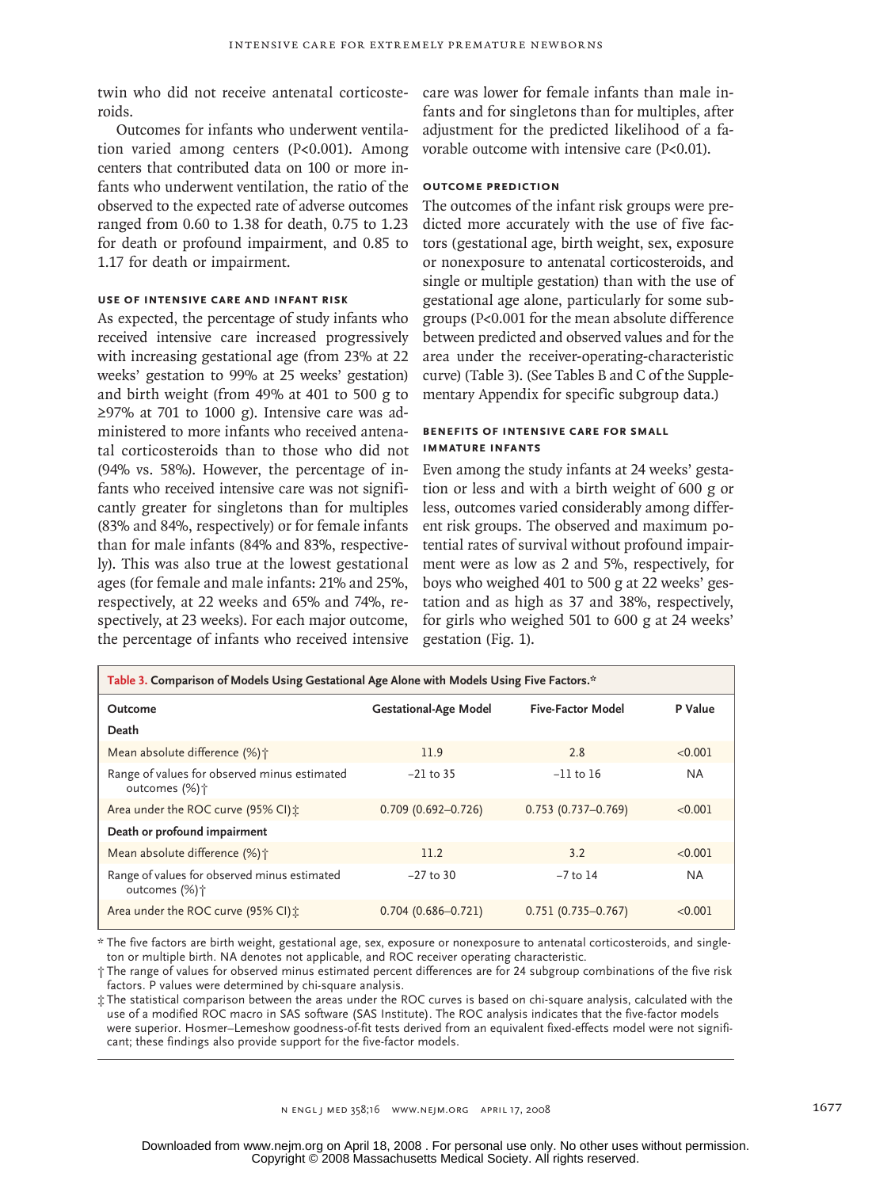twin who did not receive antenatal corticosteroids.

Outcomes for infants who underwent ventilation varied among centers (P<0.001). Among centers that contributed data on 100 or more infants who underwent ventilation, the ratio of the observed to the expected rate of adverse outcomes ranged from 0.60 to 1.38 for death, 0.75 to 1.23 for death or profound impairment, and 0.85 to 1.17 for death or impairment.

### Use of Intensive Care and Infant Risk

As expected, the percentage of study infants who received intensive care increased progressively with increasing gestational age (from 23% at 22 weeks' gestation to 99% at 25 weeks' gestation) and birth weight (from 49% at 401 to 500 g to ≥97% at 701 to 1000 g). Intensive care was administered to more infants who received antenatal corticosteroids than to those who did not (94% vs. 58%). However, the percentage of infants who received intensive care was not significantly greater for singletons than for multiples (83% and 84%, respectively) or for female infants than for male infants (84% and 83%, respectively). This was also true at the lowest gestational ages (for female and male infants: 21% and 25%, respectively, at 22 weeks and 65% and 74%, respectively, at 23 weeks). For each major outcome, the percentage of infants who received intensive care was lower for female infants than male infants and for singletons than for multiples, after adjustment for the predicted likelihood of a favorable outcome with intensive care (P<0.01).

### Outcome Prediction

The outcomes of the infant risk groups were predicted more accurately with the use of five factors (gestational age, birth weight, sex, exposure or nonexposure to antenatal corticosteroids, and single or multiple gestation) than with the use of gestational age alone, particularly for some subgroups (P<0.001 for the mean absolute difference between predicted and observed values and for the area under the receiver-operating-characteristic curve) (Table 3). (See Tables B and C of the Supplementary Appendix for specific subgroup data.)

### Benefits of Intensive Care for Small Immature Infants

Even among the study infants at 24 weeks' gestation or less and with a birth weight of 600 g or less, outcomes varied considerably among different risk groups. The observed and maximum potential rates of survival without profound impairment were as low as 2 and 5%, respectively, for boys who weighed 401 to 500 g at 22 weeks' gestation and as high as 37 and 38%, respectively, for girls who weighed 501 to 600 g at 24 weeks' gestation (Fig. 1).

**Table 3. Comparison of Models Using Gestational Age Alone with Models Using Five Factors.***

| Outcome | Gestational-Age Model | Five-Factor Model | P Value |
|---|---|---|---|
| **Death** | | | |
| Mean absolute difference (%)† | 11.9 | 2.8 | <0.001 |
| Range of values for observed minus estimated outcomes (%)† | −21 to 35 | −11 to 16 | NA |
| Area under the ROC curve (95% CI)‡ | 0.709 (0.692–0.726) | 0.753 (0.737–0.769) | <0.001 |
| **Death or profound impairment** | | | |
| Mean absolute difference (%)† | 11.2 | 3.2 | <0.001 |
| Range of values for observed minus estimated outcomes (%)† | −27 to 30 | −7 to 14 | NA |
| Area under the ROC curve (95% CI)‡ | 0.704 (0.686–0.721) | 0.751 (0.735–0.767) | <0.001 |

\* The five factors are birth weight, gestational age, sex, exposure or nonexposure to antenatal corticosteroids, and singleton or multiple birth. NA denotes not applicable, and ROC receiver operating characteristic.

† The range of values for observed minus estimated percent differences are for 24 subgroup combinations of the five risk factors. P values were determined by chi-square analysis.

‡ The statistical comparison between the areas under the ROC curves is based on chi-square analysis, calculated with the use of a modified ROC macro in SAS software (SAS Institute). The ROC analysis indicates that the five-factor models were superior. Hosmer–Lemeshow goodness-of-fit tests derived from an equivalent fixed-effects model were not significant; these findings also provide support for the five-factor models.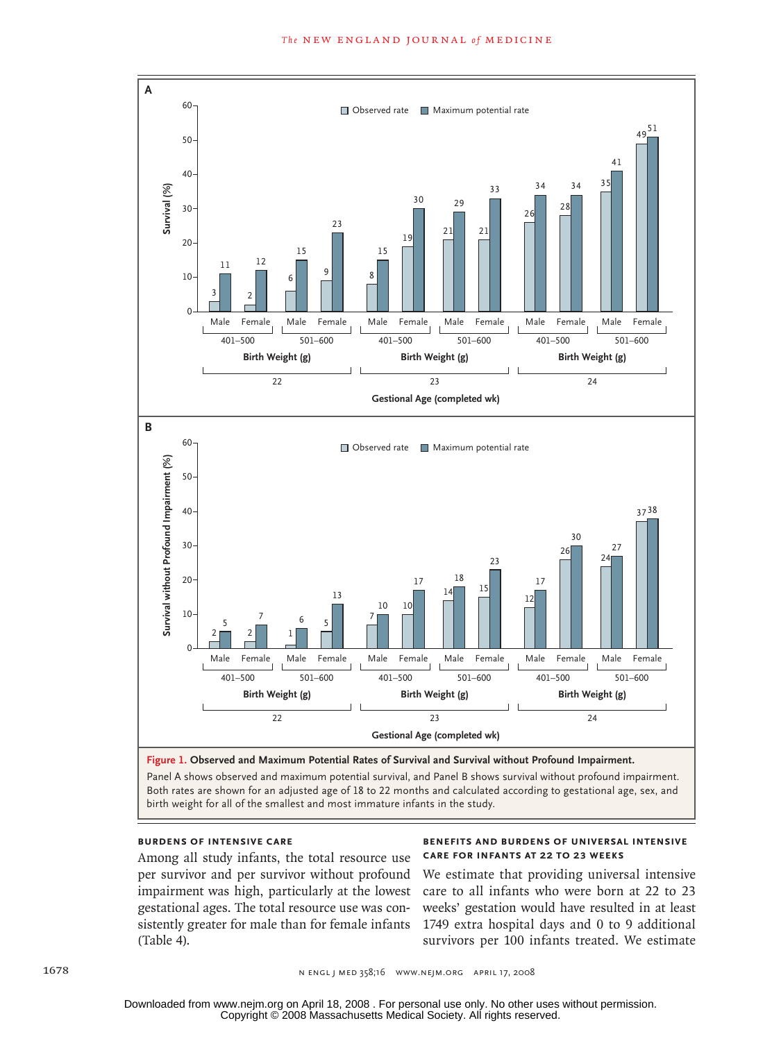**Figure 1. Observed and Maximum Potential Rates of Survival and Survival without Profound Impairment.**

Panel A shows observed and maximum potential survival, and Panel B shows survival without profound impairment. Both rates are shown for an adjusted age of 18 to 22 months and calculated according to gestational age, sex, and birth weight for all of the smallest and most immature infants in the study.

### Burdens of Intensive Care

Among all study infants, the total resource use per survivor and per survivor without profound impairment was high, particularly at the lowest gestational ages. The total resource use was consistently greater for male than for female infants (Table 4).

### Benefits and Burdens of Universal Intensive Care for Infants at 22 to 23 Weeks

We estimate that providing universal intensive care to all infants who were born at 22 to 23 weeks' gestation would have resulted in at least 1749 extra hospital days and 0 to 9 additional survivors per 100 infants treated. We estimate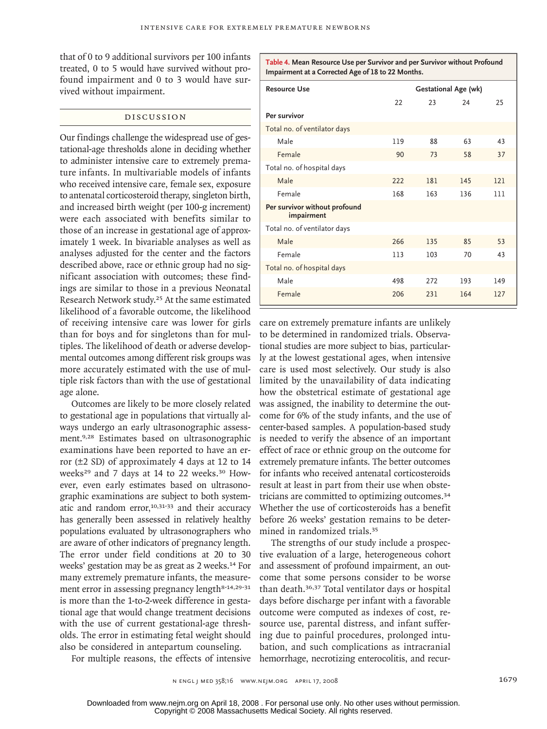that of 0 to 9 additional survivors per 100 infants treated, 0 to 5 would have survived without profound impairment and 0 to 3 would have survived without impairment.

## Discussion

Our findings challenge the widespread use of gestational-age thresholds alone in deciding whether to administer intensive care to extremely premature infants. In multivariable models of infants who received intensive care, female sex, exposure to antenatal corticosteroid therapy, singleton birth, and increased birth weight (per 100-g increment) were each associated with benefits similar to those of an increase in gestational age of approximately 1 week. In bivariable analyses as well as analyses adjusted for the center and the factors described above, race or ethnic group had no significant association with outcomes; these findings are similar to those in a previous Neonatal Research Network study.[25] At the same estimated likelihood of a favorable outcome, the likelihood of receiving intensive care was lower for girls than for boys and for singletons than for multiples. The likelihood of death or adverse developmental outcomes among different risk groups was more accurately estimated with the use of multiple risk factors than with the use of gestational age alone.

Outcomes are likely to be more closely related to gestational age in populations that virtually always undergo an early ultrasonographic assessment.[9,28] Estimates based on ultrasonographic examinations have been reported to have an error (±2 SD) of approximately 4 days at 12 to 14 weeks[29] and 7 days at 14 to 22 weeks.[30] However, even early estimates based on ultrasonographic examinations are subject to both systematic and random error,[10,31-33] and their accuracy has generally been assessed in relatively healthy populations evaluated by ultrasonographers who are aware of other indicators of pregnancy length. The error under field conditions at 20 to 30 weeks' gestation may be as great as 2 weeks.[14] For many extremely premature infants, the measurement error in assessing pregnancy length[8-14,29-31] is more than the 1-to-2-week difference in gestational age that would change treatment decisions with the use of current gestational-age thresholds. The error in estimating fetal weight should also be considered in antepartum counseling.

**Table 4. Mean Resource Use per Survivor and per Survivor without Profound Impairment at a Corrected Age of 18 to 22 Months.**

| Resource Use | Gestational Age (wk) | | | |
|---|---|---|---|---|
| | 22 | 23 | 24 | 25 |
| **Per survivor** | | | | |
| Total no. of ventilator days | | | | |
| Male | 119 | 88 | 63 | 43 |
| Female | 90 | 73 | 58 | 37 |
| Total no. of hospital days | | | | |
| Male | 222 | 181 | 145 | 121 |
| Female | 168 | 163 | 136 | 111 |
| **Per survivor without profound impairment** | | | | |
| Total no. of ventilator days | | | | |
| Male | 266 | 135 | 85 | 53 |
| Female | 113 | 103 | 70 | 43 |
| Total no. of hospital days | | | | |
| Male | 498 | 272 | 193 | 149 |
| Female | 206 | 231 | 164 | 127 |

For multiple reasons, the effects of intensive care on extremely premature infants are unlikely to be determined in randomized trials. Observational studies are more subject to bias, particularly at the lowest gestational ages, when intensive care is used most selectively. Our study is also limited by the unavailability of data indicating how the obstetrical estimate of gestational age was assigned, the inability to determine the outcome for 6% of the study infants, and the use of center-based samples. A population-based study is needed to verify the absence of an important effect of race or ethnic group on the outcome for extremely premature infants. The better outcomes for infants who received antenatal corticosteroids result at least in part from their use when obstetricians are committed to optimizing outcomes.[34] Whether the use of corticosteroids has a benefit before 26 weeks' gestation remains to be determined in randomized trials.[35]

The strengths of our study include a prospective evaluation of a large, heterogeneous cohort and assessment of profound impairment, an outcome that some persons consider to be worse than death.[36,37] Total ventilator days or hospital days before discharge per infant with a favorable outcome were computed as indexes of cost, resource use, parental distress, and infant suffering due to painful procedures, prolonged intubation, and such complications as intracranial hemorrhage, necrotizing enterocolitis, and recur-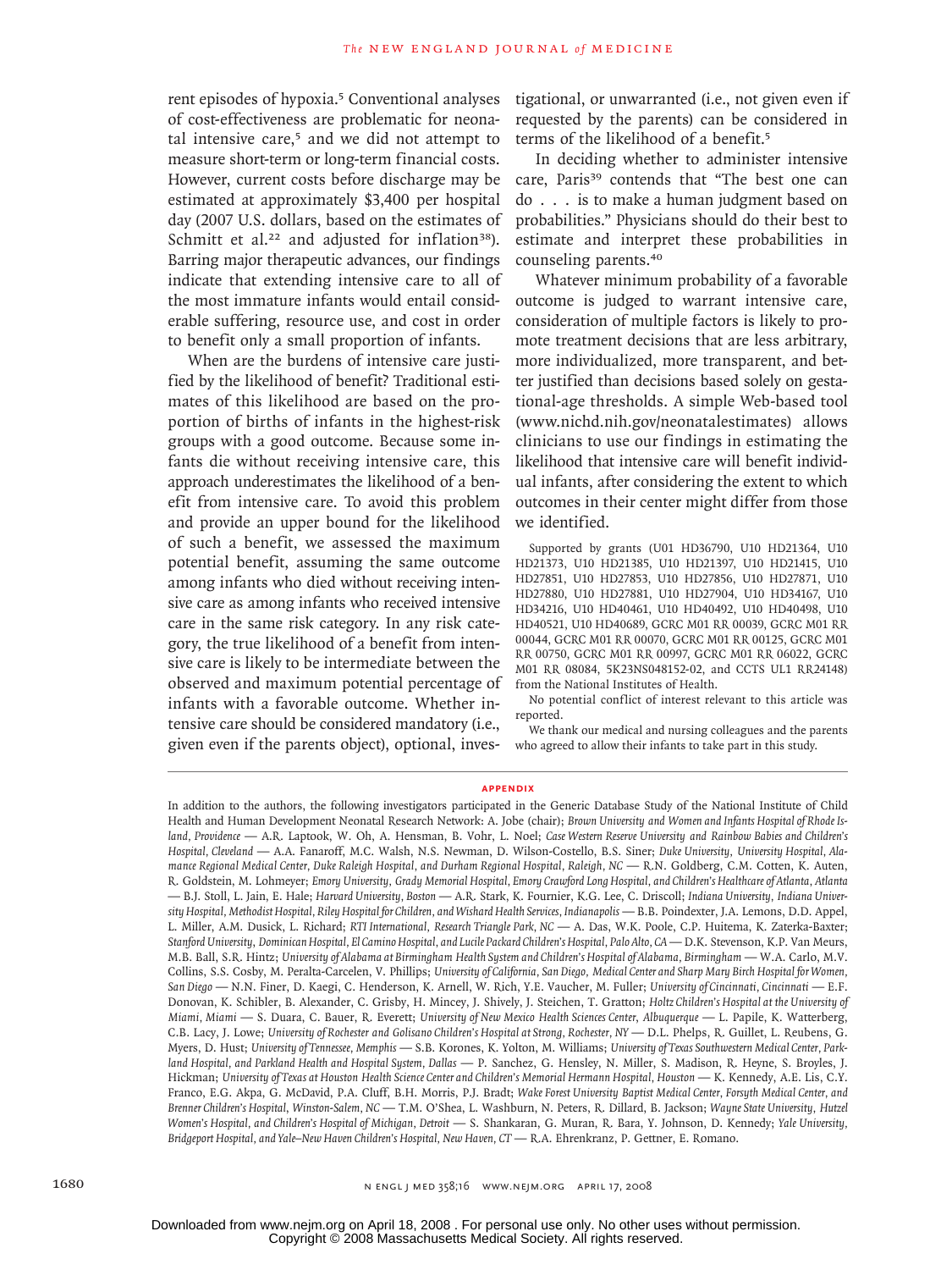rent episodes of hypoxia.[5] Conventional analyses of cost-effectiveness are problematic for neonatal intensive care,[5] and we did not attempt to measure short-term or long-term financial costs. However, current costs before discharge may be estimated at approximately $3,400 per hospital day (2007 U.S. dollars, based on the estimates of Schmitt et al.[22] and adjusted for inflation[38]). Barring major therapeutic advances, our findings indicate that extending intensive care to all of the most immature infants would entail considerable suffering, resource use, and cost in order to benefit only a small proportion of infants.

When are the burdens of intensive care justified by the likelihood of benefit? Traditional estimates of this likelihood are based on the proportion of births of infants in the highest-risk groups with a good outcome. Because some infants die without receiving intensive care, this approach underestimates the likelihood of a benefit from intensive care. To avoid this problem and provide an upper bound for the likelihood of such a benefit, we assessed the maximum potential benefit, assuming the same outcome among infants who died without receiving intensive care as among infants who received intensive care in the same risk category. In any risk category, the true likelihood of a benefit from intensive care is likely to be intermediate between the observed and maximum potential percentage of infants with a favorable outcome. Whether intensive care should be considered mandatory (i.e., given even if the parents object), optional, investigational, or unwarranted (i.e., not given even if requested by the parents) can be considered in terms of the likelihood of a benefit.[5]

In deciding whether to administer intensive care, Paris[39] contends that "The best one can do . . . is to make a human judgment based on probabilities." Physicians should do their best to estimate and interpret these probabilities in counseling parents.[40]

Whatever minimum probability of a favorable outcome is judged to warrant intensive care, consideration of multiple factors is likely to promote treatment decisions that are less arbitrary, more individualized, more transparent, and better justified than decisions based solely on gestational-age thresholds. A simple Web-based tool (www.nichd.nih.gov/neonatalestimates) allows clinicians to use our findings in estimating the likelihood that intensive care will benefit individual infants, after considering the extent to which outcomes in their center might differ from those we identified.

Supported by grants (U01 HD36790, U10 HD21364, U10 HD21373, U10 HD21385, U10 HD21397, U10 HD21415, U10 HD27851, U10 HD27853, U10 HD27856, U10 HD27871, U10 HD27880, U10 HD27881, U10 HD27904, U10 HD34167, U10 HD34216, U10 HD40461, U10 HD40492, U10 HD40498, U10 HD40521, U10 HD40689, GCRC M01 RR 00039, GCRC M01 RR 00044, GCRC M01 RR 00070, GCRC M01 RR 00125, GCRC M01 RR 00750, GCRC M01 RR 00997, GCRC M01 RR 06022, GCRC M01 RR 08084, 5K23NS048152-02, and CCTS UL1 RR24148) from the National Institutes of Health.

No potential conflict of interest relevant to this article was reported.

We thank our medical and nursing colleagues and the parents who agreed to allow their infants to take part in this study.

## APPENDIX

In addition to the authors, the following investigators participated in the Generic Database Study of the National Institute of Child Health and Human Development Neonatal Research Network: A. Jobe (chair); *Brown University and Women and Infants Hospital of Rhode Island, Providence* — A.R. Laptook, W. Oh, A. Hensman, B. Vohr, L. Noel; *Case Western Reserve University and Rainbow Babies and Children's Hospital, Cleveland* — A.A. Fanaroff, M.C. Walsh, N.S. Newman, D. Wilson-Costello, B.S. Siner; *Duke University, University Hospital, Alamance Regional Medical Center, Duke Raleigh Hospital, and Durham Regional Hospital, Raleigh, NC* — R.N. Goldberg, C.M. Cotten, K. Auten, R. Goldstein, M. Lohmeyer; *Emory University, Grady Memorial Hospital, Emory Crawford Long Hospital, and Children's Healthcare of Atlanta, Atlanta* — B.J. Stoll, L. Jain, E. Hale; *Harvard University, Boston* — A.R. Stark, K. Fournier, K.G. Lee, C. Driscoll; *Indiana University, Indiana University Hospital, Methodist Hospital, Riley Hospital for Children, and Wishard Health Services, Indianapolis* — B.B. Poindexter, J.A. Lemons, D.D. Appel, L. Miller, A.M. Dusick, L. Richard; *RTI International, Research Triangle Park, NC* — A. Das, W.K. Poole, C.P. Huitema, K. Zaterka-Baxter; *Stanford University, Dominican Hospital, El Camino Hospital, and Lucile Packard Children's Hospital, Palo Alto, CA* — D.K. Stevenson, K.P. Van Meurs, M.B. Ball, S.R. Hintz; *University of Alabama at Birmingham Health System and Children's Hospital of Alabama, Birmingham* — W.A. Carlo, M.V. Collins, S.S. Cosby, M. Peralta-Carcelen, V. Phillips; *University of California, San Diego, Medical Center and Sharp Mary Birch Hospital for Women, San Diego* — N.N. Finer, D. Kaegi, C. Henderson, K. Arnell, W. Rich, Y.E. Vaucher, M. Fuller; *University of Cincinnati, Cincinnati* — E.F. Donovan, K. Schibler, B. Alexander, C. Grisby, H. Mincey, J. Shively, J. Steichen, T. Gratton; *Holtz Children's Hospital at the University of Miami, Miami* — S. Duara, C. Bauer, R. Everett; *University of New Mexico Health Sciences Center, Albuquerque* — L. Papile, K. Watterberg, C.B. Lacy, J. Lowe; *University of Rochester and Golisano Children's Hospital at Strong, Rochester, NY* — D.L. Phelps, R. Guillet, L. Reubens, G. Myers, D. Hust; *University of Tennessee, Memphis* — S.B. Korones, K. Yolton, M. Williams; *University of Texas Southwestern Medical Center, Parkland Hospital, and Parkland Health and Hospital System, Dallas* — P. Sanchez, G. Hensley, N. Miller, S. Madison, R. Heyne, S. Broyles, J. Hickman; *University of Texas at Houston Health Science Center and Children's Memorial Hermann Hospital, Houston* — K. Kennedy, A.E. Lis, C.Y. Franco, E.G. Akpa, G. McDavid, P.A. Cluff, B.H. Morris, P.J. Bradt; *Wake Forest University Baptist Medical Center, Forsyth Medical Center, and Brenner Children's Hospital, Winston-Salem, NC* — T.M. O'Shea, L. Washburn, N. Peters, R. Dillard, B. Jackson; *Wayne State University, Hutzel Women's Hospital, and Children's Hospital of Michigan, Detroit* — S. Shankaran, G. Muran, R. Bara, Y. Johnson, D. Kennedy; *Yale University, Bridgeport Hospital, and Yale–New Haven Children's Hospital, New Haven, CT* — R.A. Ehrenkranz, P. Gettner, E. Romano.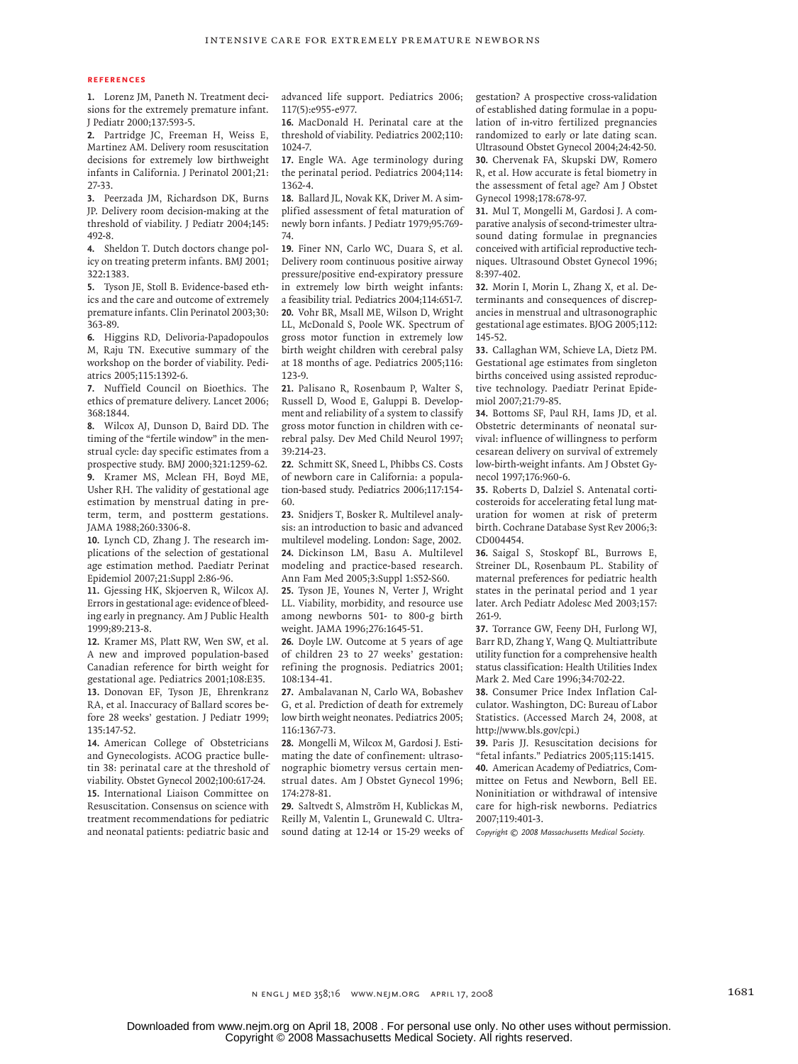## References

1. Lorenz JM, Paneth N. Treatment decisions for the extremely premature infant. J Pediatr 2000;137:593-5.
2. Partridge JC, Freeman H, Weiss E, Martinez AM. Delivery room resuscitation decisions for extremely low birthweight infants in California. J Perinatol 2001;21:27-33.
3. Peerzada JM, Richardson DK, Burns JP. Delivery room decision-making at the threshold of viability. J Pediatr 2004;145:492-8.
4. Sheldon T. Dutch doctors change policy on treating preterm infants. BMJ 2001;322:1383.
5. Tyson JE, Stoll B. Evidence-based ethics and the care and outcome of extremely premature infants. Clin Perinatol 2003;30:363-89.
6. Higgins RD, Delivoria-Papadopoulos M, Raju TN. Executive summary of the workshop on the border of viability. Pediatrics 2005;115:1392-6.
7. Nuffield Council on Bioethics. The ethics of premature delivery. Lancet 2006;368:1844.
8. Wilcox AJ, Dunson D, Baird DD. The timing of the "fertile window" in the menstrual cycle: day specific estimates from a prospective study. BMJ 2000;321:1259-62.
9. Kramer MS, Mclean FH, Boyd ME, Usher RH. The validity of gestational age estimation by menstrual dating in preterm, term, and postterm gestations. JAMA 1988;260:3306-8.
10. Lynch CD, Zhang J. The research implications of the selection of gestational age estimation method. Paediatr Perinat Epidemiol 2007;21:Suppl 2:86-96.
11. Gjessing HK, Skjoerven R, Wilcox AJ. Errors in gestational age: evidence of bleeding early in pregnancy. Am J Public Health 1999;89:213-8.
12. Kramer MS, Platt RW, Wen SW, et al. A new and improved population-based Canadian reference for birth weight for gestational age. Pediatrics 2001;108:E35.
13. Donovan EF, Tyson JE, Ehrenkranz RA, et al. Inaccuracy of Ballard scores before 28 weeks' gestation. J Pediatr 1999;135:147-52.
14. American College of Obstetricians and Gynecologists. ACOG practice bulletin 38: perinatal care at the threshold of viability. Obstet Gynecol 2002;100:617-24.
15. International Liaison Committee on Resuscitation. Consensus on science with treatment recommendations for pediatric and neonatal patients: pediatric basic and advanced life support. Pediatrics 2006;117(5):e955-e977.
16. MacDonald H. Perinatal care at the threshold of viability. Pediatrics 2002;110:1024-7.
17. Engle WA. Age terminology during the perinatal period. Pediatrics 2004;114:1362-4.
18. Ballard JL, Novak KK, Driver M. A simplified assessment of fetal maturation of newly born infants. J Pediatr 1979;95:769-74.
19. Finer NN, Carlo WC, Duara S, et al. Delivery room continuous positive airway pressure/positive end-expiratory pressure in extremely low birth weight infants: a feasibility trial. Pediatrics 2004;114:651-7.
20. Vohr BR, Msall ME, Wilson D, Wright LL, McDonald S, Poole WK. Spectrum of gross motor function in extremely low birth weight children with cerebral palsy at 18 months of age. Pediatrics 2005;116:123-9.
21. Palisano R, Rosenbaum P, Walter S, Russell D, Wood E, Galuppi B. Development and reliability of a system to classify gross motor function in children with cerebral palsy. Dev Med Child Neurol 1997;39:214-23.
22. Schmitt SK, Sneed L, Phibbs CS. Costs of newborn care in California: a population-based study. Pediatrics 2006;117:154-60.
23. Snidjers T, Bosker R. Multilevel analysis: an introduction to basic and advanced multilevel modeling. London: Sage, 2002.
24. Dickinson LM, Basu A. Multilevel modeling and practice-based research. Ann Fam Med 2005;3:Suppl 1:S52-S60.
25. Tyson JE, Younes N, Verter J, Wright LL. Viability, morbidity, and resource use among newborns 501- to 800-g birth weight. JAMA 1996;276:1645-51.
26. Doyle LW. Outcome at 5 years of age of children 23 to 27 weeks' gestation: refining the prognosis. Pediatrics 2001;108:134-41.
27. Ambalavanan N, Carlo WA, Bobashev G, et al. Prediction of death for extremely low birth weight neonates. Pediatrics 2005;116:1367-73.
28. Mongelli M, Wilcox M, Gardosi J. Estimating the date of confinement: ultrasonographic biometry versus certain menstrual dates. Am J Obstet Gynecol 1996;174:278-81.
29. Saltvedt S, Almström H, Kublickas M, Reilly M, Valentin L, Grunewald C. Ultrasound dating at 12-14 or 15-29 weeks of gestation? A prospective cross-validation of established dating formulae in a population of in-vitro fertilized pregnancies randomized to early or late dating scan. Ultrasound Obstet Gynecol 2004;24:42-50.
30. Chervenak FA, Skupski DW, Romero R, et al. How accurate is fetal biometry in the assessment of fetal age? Am J Obstet Gynecol 1998;178:678-97.
31. Mul T, Mongelli M, Gardosi J. A comparative analysis of second-trimester ultrasound dating formulae in pregnancies conceived with artificial reproductive techniques. Ultrasound Obstet Gynecol 1996;8:397-402.
32. Morin I, Morin L, Zhang X, et al. Determinants and consequences of discrepancies in menstrual and ultrasonographic gestational age estimates. BJOG 2005;112:145-52.
33. Callaghan WM, Schieve LA, Dietz PM. Gestational age estimates from singleton births conceived using assisted reproductive technology. Paediatr Perinat Epidemiol 2007;21:79-85.
34. Bottoms SF, Paul RH, Iams JD, et al. Obstetric determinants of neonatal survival: influence of willingness to perform cesarean delivery on survival of extremely low-birth-weight infants. Am J Obstet Gynecol 1997;176:960-6.
35. Roberts D, Dalziel S. Antenatal corticosteroids for accelerating fetal lung maturation for women at risk of preterm birth. Cochrane Database Syst Rev 2006;3:CD004454.
36. Saigal S, Stoskopf BL, Burrows E, Streiner DL, Rosenbaum PL. Stability of maternal preferences for pediatric health states in the perinatal period and 1 year later. Arch Pediatr Adolesc Med 2003;157:261-9.
37. Torrance GW, Feeny DH, Furlong WJ, Barr RD, Zhang Y, Wang Q. Multiattribute utility function for a comprehensive health status classification: Health Utilities Index Mark 2. Med Care 1996;34:702-22.
38. Consumer Price Index Inflation Calculator. Washington, DC: Bureau of Labor Statistics. (Accessed March 24, 2008, at http://www.bls.gov/cpi.)
39. Paris JJ. Resuscitation decisions for "fetal infants." Pediatrics 2005;115:1415.
40. American Academy of Pediatrics, Committee on Fetus and Newborn, Bell EE. Noninitiation or withdrawal of intensive care for high-risk newborns. Pediatrics 2007;119:401-3.

*Copyright © 2008 Massachusetts Medical Society.*